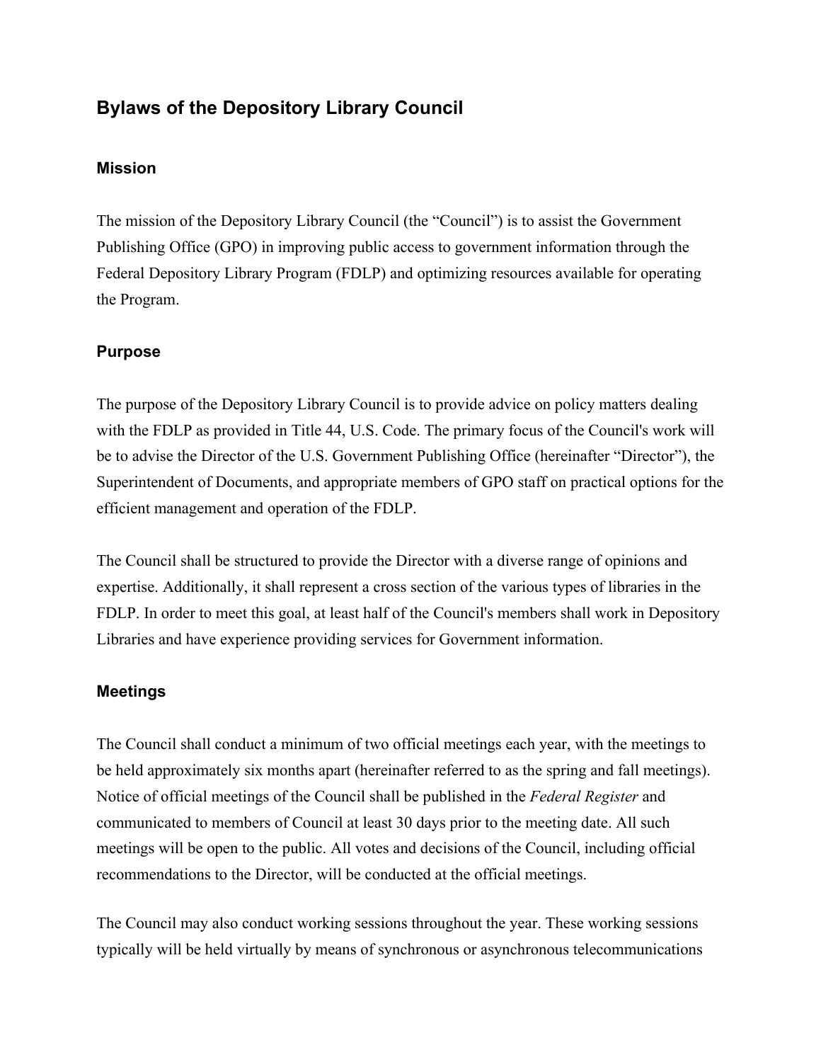# Bylaws of the Depository Library Council

## Mission

The mission of the Depository Library Council (the "Council") is to assist the Government Publishing Office (GPO) in improving public access to government information through the Federal Depository Library Program (FDLP) and optimizing resources available for operating the Program.

## Purpose

The purpose of the Depository Library Council is to provide advice on policy matters dealing with the FDLP as provided in Title 44, U.S. Code. The primary focus of the Council's work will be to advise the Director of the U.S. Government Publishing Office (hereinafter "Director"), the Superintendent of Documents, and appropriate members of GPO staff on practical options for the efficient management and operation of the FDLP.

The Council shall be structured to provide the Director with a diverse range of opinions and expertise. Additionally, it shall represent a cross section of the various types of libraries in the FDLP. In order to meet this goal, at least half of the Council's members shall work in Depository Libraries and have experience providing services for Government information.

## Meetings

The Council shall conduct a minimum of two official meetings each year, with the meetings to be held approximately six months apart (hereinafter referred to as the spring and fall meetings). Notice of official meetings of the Council shall be published in the *Federal Register* and communicated to members of Council at least 30 days prior to the meeting date. All such meetings will be open to the public. All votes and decisions of the Council, including official recommendations to the Director, will be conducted at the official meetings.

The Council may also conduct working sessions throughout the year. These working sessions typically will be held virtually by means of synchronous or asynchronous telecommunications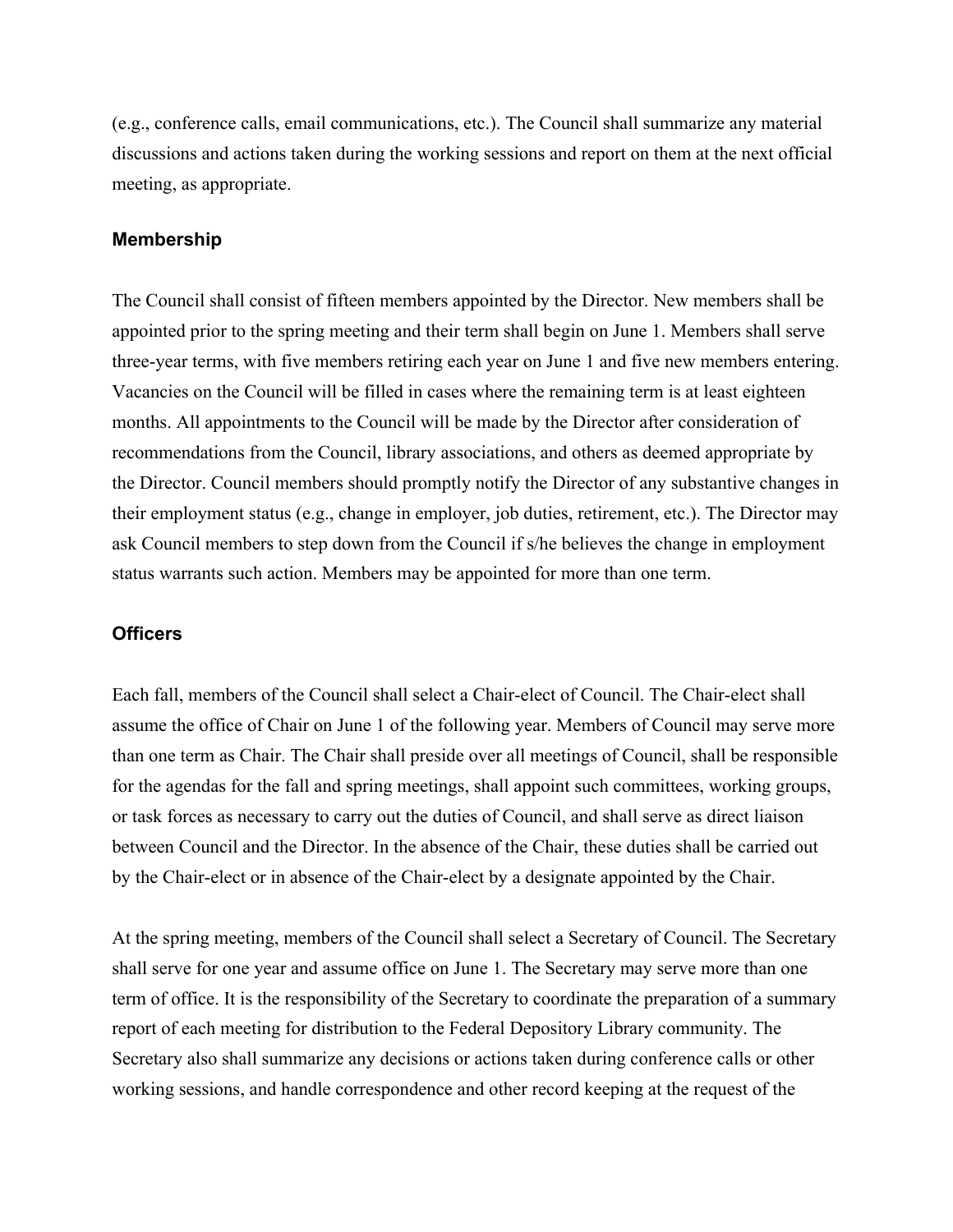(e.g., conference calls, email communications, etc.). The Council shall summarize any material discussions and actions taken during the working sessions and report on them at the next official meeting, as appropriate.

### Membership

The Council shall consist of fifteen members appointed by the Director. New members shall be appointed prior to the spring meeting and their term shall begin on June 1. Members shall serve three-year terms, with five members retiring each year on June 1 and five new members entering. Vacancies on the Council will be filled in cases where the remaining term is at least eighteen months. All appointments to the Council will be made by the Director after consideration of recommendations from the Council, library associations, and others as deemed appropriate by the Director. Council members should promptly notify the Director of any substantive changes in their employment status (e.g., change in employer, job duties, retirement, etc.). The Director may ask Council members to step down from the Council if s/he believes the change in employment status warrants such action. Members may be appointed for more than one term.

### Officers

Each fall, members of the Council shall select a Chair-elect of Council. The Chair-elect shall assume the office of Chair on June 1 of the following year. Members of Council may serve more than one term as Chair. The Chair shall preside over all meetings of Council, shall be responsible for the agendas for the fall and spring meetings, shall appoint such committees, working groups, or task forces as necessary to carry out the duties of Council, and shall serve as direct liaison between Council and the Director. In the absence of the Chair, these duties shall be carried out by the Chair-elect or in absence of the Chair-elect by a designate appointed by the Chair.

At the spring meeting, members of the Council shall select a Secretary of Council. The Secretary shall serve for one year and assume office on June 1. The Secretary may serve more than one term of office. It is the responsibility of the Secretary to coordinate the preparation of a summary report of each meeting for distribution to the Federal Depository Library community. The Secretary also shall summarize any decisions or actions taken during conference calls or other working sessions, and handle correspondence and other record keeping at the request of the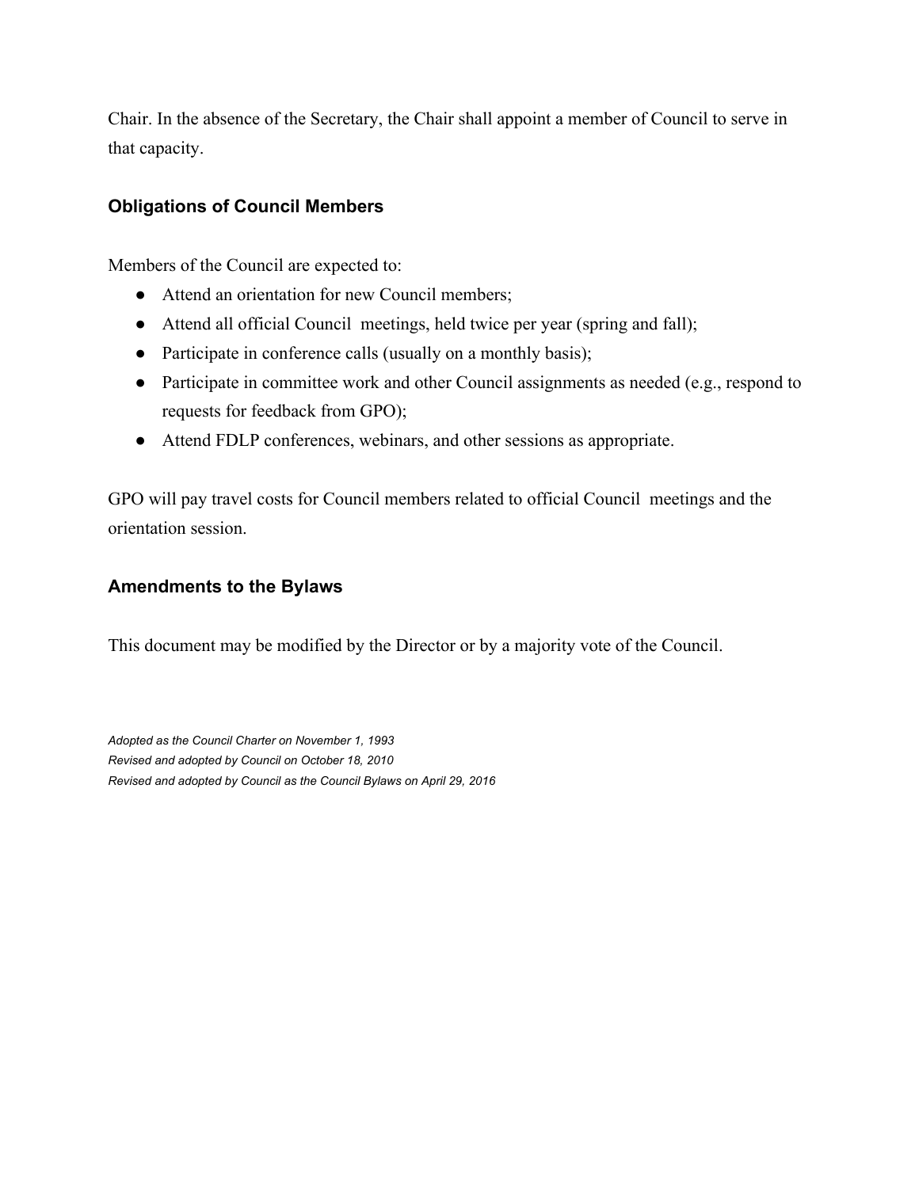Chair. In the absence of the Secretary, the Chair shall appoint a member of Council to serve in that capacity.

### Obligations of Council Members

Members of the Council are expected to:

- Attend an orientation for new Council members;
- Attend all official Council meetings, held twice per year (spring and fall);
- Participate in conference calls (usually on a monthly basis);
- Participate in committee work and other Council assignments as needed (e.g., respond to requests for feedback from GPO);
- Attend FDLP conferences, webinars, and other sessions as appropriate.

GPO will pay travel costs for Council members related to official Council meetings and the orientation session.

### Amendments to the Bylaws

This document may be modified by the Director or by a majority vote of the Council.

*Adopted as the Council Charter on November 1, 1993*
*Revised and adopted by Council on October 18, 2010*
*Revised and adopted by Council as the Council Bylaws on April 29, 2016*